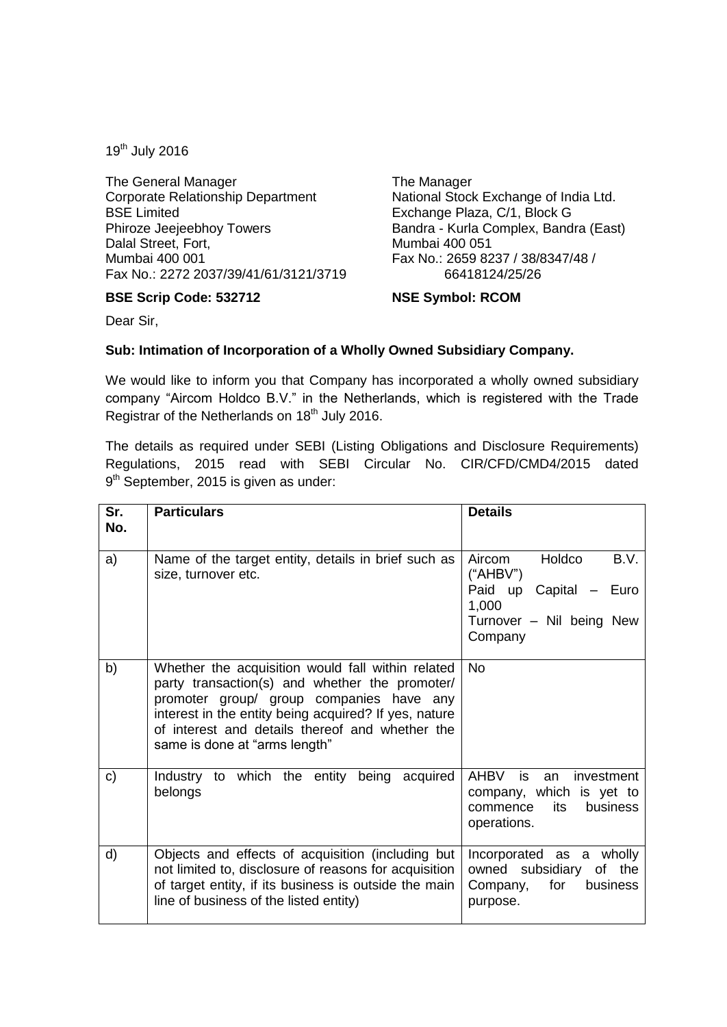19th July 2016

The General Manager
Corporate Relationship Department
BSE Limited
Phiroze Jeejeebhoy Towers
Dalal Street, Fort,
Mumbai 400 001
Fax No.: 2272 2037/39/41/61/3121/3719

**BSE Scrip Code: 532712**

The Manager
National Stock Exchange of India Ltd.
Exchange Plaza, C/1, Block G
Bandra - Kurla Complex, Bandra (East)
Mumbai 400 051
Fax No.: 2659 8237 / 38/8347/48 / 66418124/25/26

**NSE Symbol: RCOM**

Dear Sir,

**Sub: Intimation of Incorporation of a Wholly Owned Subsidiary Company.**

We would like to inform you that Company has incorporated a wholly owned subsidiary company "Aircom Holdco B.V." in the Netherlands, which is registered with the Trade Registrar of the Netherlands on 18th July 2016.

The details as required under SEBI (Listing Obligations and Disclosure Requirements) Regulations, 2015 read with SEBI Circular No. CIR/CFD/CMD4/2015 dated 9th September, 2015 is given as under:

| Sr. No. | Particulars | Details |
|---|---|---|
| a) | Name of the target entity, details in brief such as size, turnover etc. | Aircom Holdco B.V. ("AHBV")<br>Paid up Capital – Euro 1,000<br>Turnover – Nil being New Company |
| b) | Whether the acquisition would fall within related party transaction(s) and whether the promoter/ promoter group/ group companies have any interest in the entity being acquired? If yes, nature of interest and details thereof and whether the same is done at "arms length" | No |
| c) | Industry to which the entity being acquired belongs | AHBV is an investment company, which is yet to commence its business operations. |
| d) | Objects and effects of acquisition (including but not limited to, disclosure of reasons for acquisition of target entity, if its business is outside the main line of business of the listed entity) | Incorporated as a wholly owned subsidiary of the Company, for business purpose. |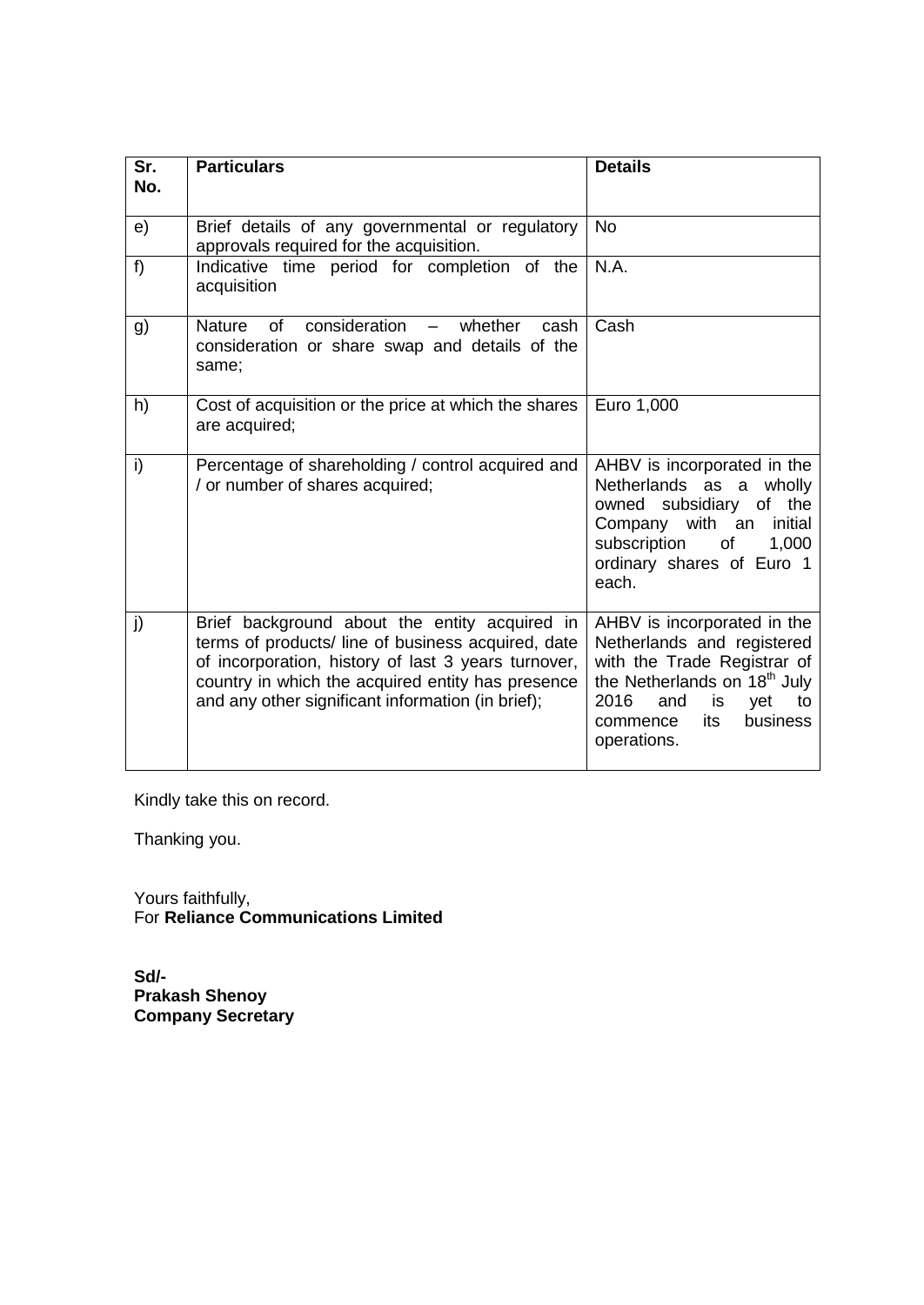| Sr. No. | Particulars | Details |
|---|---|---|
| e) | Brief details of any governmental or regulatory approvals required for the acquisition. | No |
| f) | Indicative time period for completion of the acquisition | N.A. |
| g) | Nature of consideration – whether cash consideration or share swap and details of the same; | Cash |
| h) | Cost of acquisition or the price at which the shares are acquired; | Euro 1,000 |
| i) | Percentage of shareholding / control acquired and / or number of shares acquired; | AHBV is incorporated in the Netherlands as a wholly owned subsidiary of the Company with an initial subscription of 1,000 ordinary shares of Euro 1 each. |
| j) | Brief background about the entity acquired in terms of products/ line of business acquired, date of incorporation, history of last 3 years turnover, country in which the acquired entity has presence and any other significant information (in brief); | AHBV is incorporated in the Netherlands and registered with the Trade Registrar of the Netherlands on 18th July 2016 and is yet to commence its business operations. |

Kindly take this on record.

Thanking you.

Yours faithfully,
For **Reliance Communications Limited**

**Sd/-**
**Prakash Shenoy**
**Company Secretary**